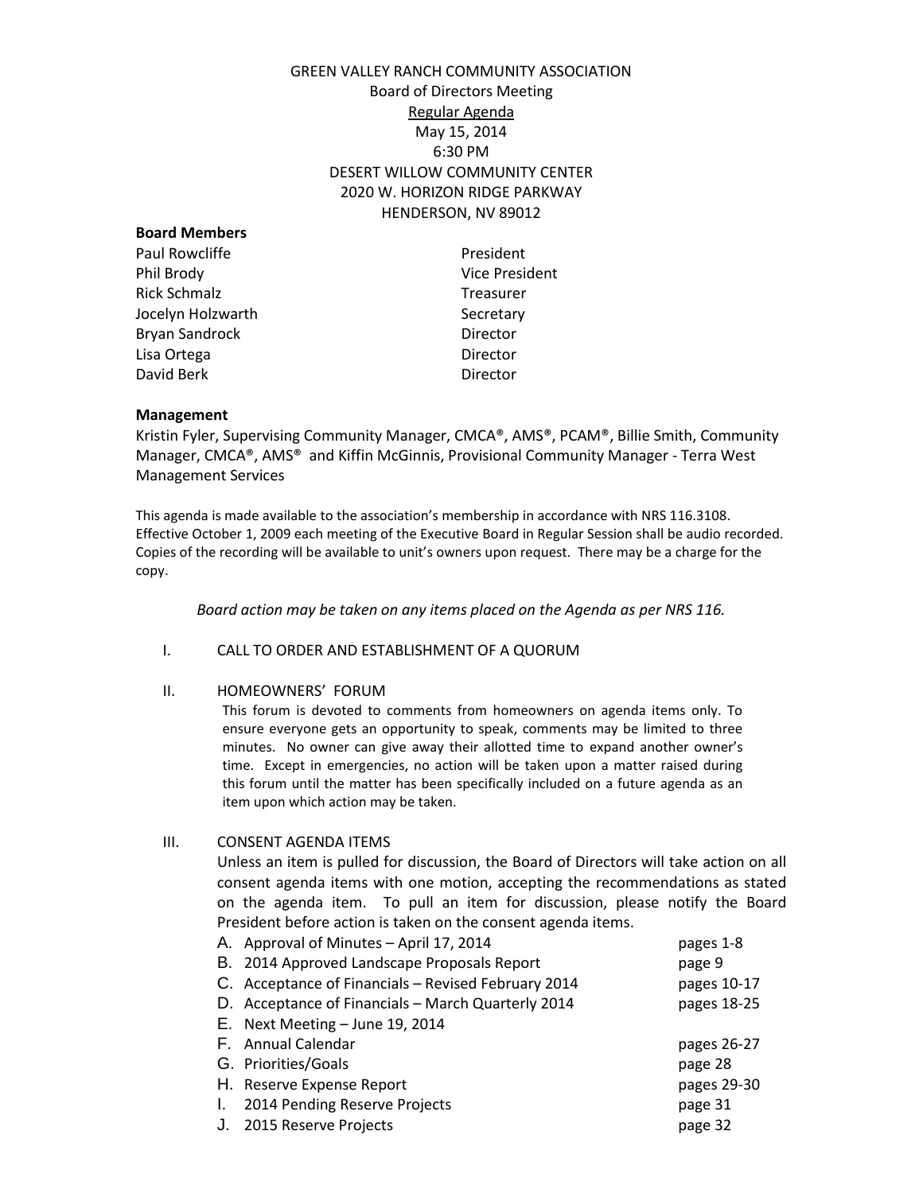# GREEN VALLEY RANCH COMMUNITY ASSOCIATION

Board of Directors Meeting

Regular Agenda

May 15, 2014

6:30 PM

DESERT WILLOW COMMUNITY CENTER

2020 W. HORIZON RIDGE PARKWAY

HENDERSON, NV 89012

**Board Members**

| | |
|---|---|
| Paul Rowcliffe | President |
| Phil Brody | Vice President |
| Rick Schmalz | Treasurer |
| Jocelyn Holzwarth | Secretary |
| Bryan Sandrock | Director |
| Lisa Ortega | Director |
| David Berk | Director |

**Management**

Kristin Fyler, Supervising Community Manager, CMCA®, AMS®, PCAM®, Billie Smith, Community Manager, CMCA®, AMS® and Kiffin McGinnis, Provisional Community Manager - Terra West Management Services

This agenda is made available to the association's membership in accordance with NRS 116.3108. Effective October 1, 2009 each meeting of the Executive Board in Regular Session shall be audio recorded. Copies of the recording will be available to unit's owners upon request. There may be a charge for the copy.

*Board action may be taken on any items placed on the Agenda as per NRS 116.*

I. CALL TO ORDER AND ESTABLISHMENT OF A QUORUM

II. HOMEOWNERS' FORUM

This forum is devoted to comments from homeowners on agenda items only. To ensure everyone gets an opportunity to speak, comments may be limited to three minutes. No owner can give away their allotted time to expand another owner's time. Except in emergencies, no action will be taken upon a matter raised during this forum until the matter has been specifically included on a future agenda as an item upon which action may be taken.

III. CONSENT AGENDA ITEMS

Unless an item is pulled for discussion, the Board of Directors will take action on all consent agenda items with one motion, accepting the recommendations as stated on the agenda item. To pull an item for discussion, please notify the Board President before action is taken on the consent agenda items.

| | | |
|---|---|---|
| A. | Approval of Minutes – April 17, 2014 | pages 1-8 |
| B. | 2014 Approved Landscape Proposals Report | page 9 |
| C. | Acceptance of Financials – Revised February 2014 | pages 10-17 |
| D. | Acceptance of Financials – March Quarterly 2014 | pages 18-25 |
| E. | Next Meeting – June 19, 2014 | |
| F. | Annual Calendar | pages 26-27 |
| G. | Priorities/Goals | page 28 |
| H. | Reserve Expense Report | pages 29-30 |
| I. | 2014 Pending Reserve Projects | page 31 |
| J. | 2015 Reserve Projects | page 32 |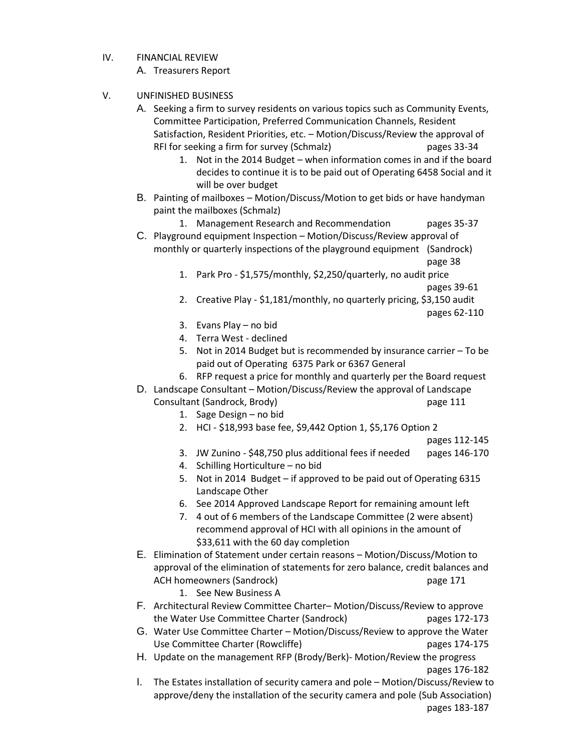IV. FINANCIAL REVIEW

A. Treasurers Report

V. UNFINISHED BUSINESS

A. Seeking a firm to survey residents on various topics such as Community Events, Committee Participation, Preferred Communication Channels, Resident Satisfaction, Resident Priorities, etc. – Motion/Discuss/Review the approval of RFI for seeking a firm for survey (Schmalz) pages 33-34

1. Not in the 2014 Budget – when information comes in and if the board decides to continue it is to be paid out of Operating 6458 Social and it will be over budget

B. Painting of mailboxes – Motion/Discuss/Motion to get bids or have handyman paint the mailboxes (Schmalz)

1. Management Research and Recommendation pages 35-37

C. Playground equipment Inspection – Motion/Discuss/Review approval of monthly or quarterly inspections of the playground equipment (Sandrock) page 38

1. Park Pro - $1,575/monthly, $2,250/quarterly, no audit price pages 39-61
2. Creative Play - $1,181/monthly, no quarterly pricing, $3,150 audit pages 62-110
3. Evans Play – no bid
4. Terra West - declined
5. Not in 2014 Budget but is recommended by insurance carrier – To be paid out of Operating 6375 Park or 6367 General
6. RFP request a price for monthly and quarterly per the Board request

D. Landscape Consultant – Motion/Discuss/Review the approval of Landscape Consultant (Sandrock, Brody) page 111

1. Sage Design – no bid
2. HCI - $18,993 base fee, $9,442 Option 1, $5,176 Option 2 pages 112-145
3. JW Zunino - $48,750 plus additional fees if needed pages 146-170
4. Schilling Horticulture – no bid
5. Not in 2014 Budget – if approved to be paid out of Operating 6315 Landscape Other
6. See 2014 Approved Landscape Report for remaining amount left
7. 4 out of 6 members of the Landscape Committee (2 were absent) recommend approval of HCI with all opinions in the amount of $33,611 with the 60 day completion

E. Elimination of Statement under certain reasons – Motion/Discuss/Motion to approval of the elimination of statements for zero balance, credit balances and ACH homeowners (Sandrock) page 171

1. See New Business A

F. Architectural Review Committee Charter– Motion/Discuss/Review to approve the Water Use Committee Charter (Sandrock) pages 172-173

G. Water Use Committee Charter – Motion/Discuss/Review to approve the Water Use Committee Charter (Rowcliffe) pages 174-175

H. Update on the management RFP (Brody/Berk)- Motion/Review the progress pages 176-182

I. The Estates installation of security camera and pole – Motion/Discuss/Review to approve/deny the installation of the security camera and pole (Sub Association) pages 183-187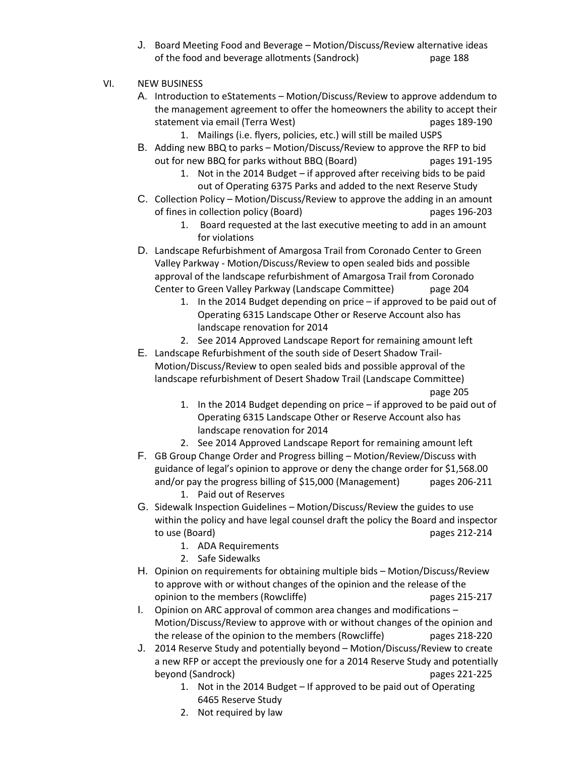J. Board Meeting Food and Beverage – Motion/Discuss/Review alternative ideas of the food and beverage allotments (Sandrock) page 188

VI. NEW BUSINESS

A. Introduction to eStatements – Motion/Discuss/Review to approve addendum to the management agreement to offer the homeowners the ability to accept their statement via email (Terra West) pages 189-190
   1. Mailings (i.e. flyers, policies, etc.) will still be mailed USPS

B. Adding new BBQ to parks – Motion/Discuss/Review to approve the RFP to bid out for new BBQ for parks without BBQ (Board) pages 191-195
   1. Not in the 2014 Budget – if approved after receiving bids to be paid out of Operating 6375 Parks and added to the next Reserve Study

C. Collection Policy – Motion/Discuss/Review to approve the adding in an amount of fines in collection policy (Board) pages 196-203
   1. Board requested at the last executive meeting to add in an amount for violations

D. Landscape Refurbishment of Amargosa Trail from Coronado Center to Green Valley Parkway - Motion/Discuss/Review to open sealed bids and possible approval of the landscape refurbishment of Amargosa Trail from Coronado Center to Green Valley Parkway (Landscape Committee) page 204
   1. In the 2014 Budget depending on price – if approved to be paid out of Operating 6315 Landscape Other or Reserve Account also has landscape renovation for 2014
   2. See 2014 Approved Landscape Report for remaining amount left

E. Landscape Refurbishment of the south side of Desert Shadow Trail-Motion/Discuss/Review to open sealed bids and possible approval of the landscape refurbishment of Desert Shadow Trail (Landscape Committee) page 205
   1. In the 2014 Budget depending on price – if approved to be paid out of Operating 6315 Landscape Other or Reserve Account also has landscape renovation for 2014
   2. See 2014 Approved Landscape Report for remaining amount left

F. GB Group Change Order and Progress billing – Motion/Review/Discuss with guidance of legal's opinion to approve or deny the change order for $1,568.00 and/or pay the progress billing of $15,000 (Management) pages 206-211
   1. Paid out of Reserves

G. Sidewalk Inspection Guidelines – Motion/Discuss/Review the guides to use within the policy and have legal counsel draft the policy the Board and inspector to use (Board) pages 212-214
   1. ADA Requirements
   2. Safe Sidewalks

H. Opinion on requirements for obtaining multiple bids – Motion/Discuss/Review to approve with or without changes of the opinion and the release of the opinion to the members (Rowcliffe) pages 215-217

I. Opinion on ARC approval of common area changes and modifications – Motion/Discuss/Review to approve with or without changes of the opinion and the release of the opinion to the members (Rowcliffe) pages 218-220

J. 2014 Reserve Study and potentially beyond – Motion/Discuss/Review to create a new RFP or accept the previously one for a 2014 Reserve Study and potentially beyond (Sandrock) pages 221-225
   1. Not in the 2014 Budget – If approved to be paid out of Operating 6465 Reserve Study
   2. Not required by law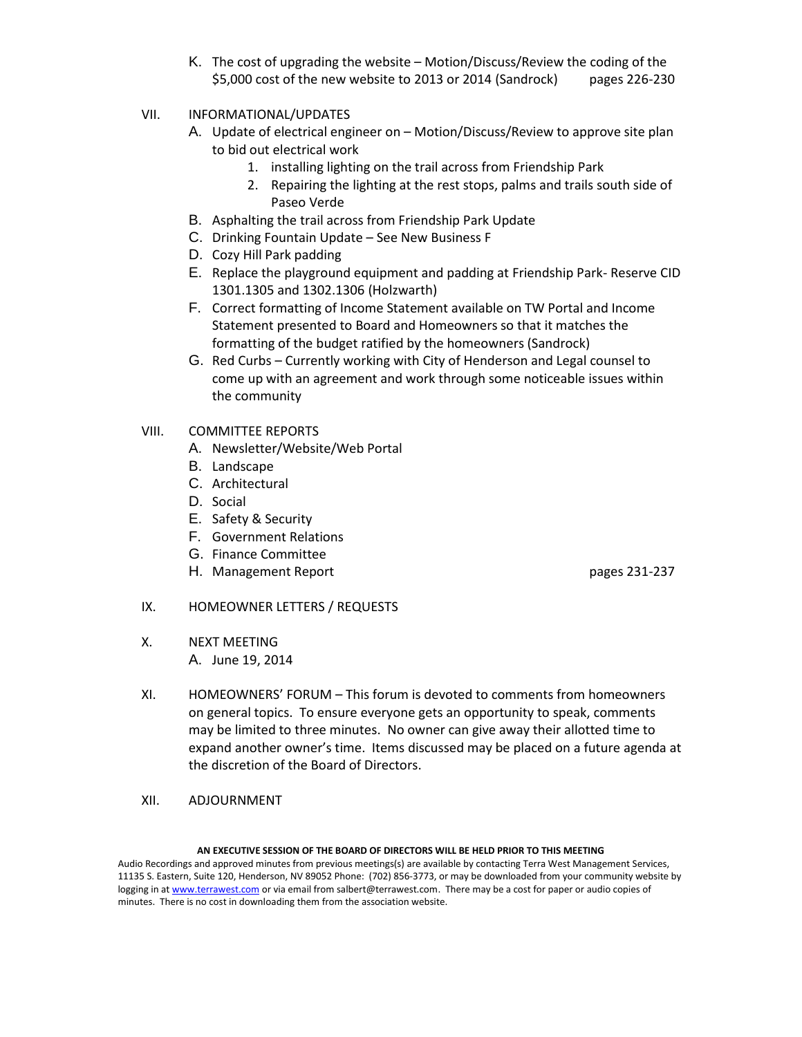K. The cost of upgrading the website – Motion/Discuss/Review the coding of the $5,000 cost of the new website to 2013 or 2014 (Sandrock) pages 226-230

VII. INFORMATIONAL/UPDATES

A. Update of electrical engineer on – Motion/Discuss/Review to approve site plan to bid out electrical work
   1. installing lighting on the trail across from Friendship Park
   2. Repairing the lighting at the rest stops, palms and trails south side of Paseo Verde

B. Asphalting the trail across from Friendship Park Update

C. Drinking Fountain Update – See New Business F

D. Cozy Hill Park padding

E. Replace the playground equipment and padding at Friendship Park- Reserve CID 1301.1305 and 1302.1306 (Holzwarth)

F. Correct formatting of Income Statement available on TW Portal and Income Statement presented to Board and Homeowners so that it matches the formatting of the budget ratified by the homeowners (Sandrock)

G. Red Curbs – Currently working with City of Henderson and Legal counsel to come up with an agreement and work through some noticeable issues within the community

VIII. COMMITTEE REPORTS

A. Newsletter/Website/Web Portal

B. Landscape

C. Architectural

D. Social

E. Safety & Security

F. Government Relations

G. Finance Committee

H. Management Report pages 231-237

IX. HOMEOWNER LETTERS / REQUESTS

X. NEXT MEETING

A. June 19, 2014

XI. HOMEOWNERS' FORUM – This forum is devoted to comments from homeowners on general topics. To ensure everyone gets an opportunity to speak, comments may be limited to three minutes. No owner can give away their allotted time to expand another owner's time. Items discussed may be placed on a future agenda at the discretion of the Board of Directors.

XII. ADJOURNMENT

**AN EXECUTIVE SESSION OF THE BOARD OF DIRECTORS WILL BE HELD PRIOR TO THIS MEETING**

Audio Recordings and approved minutes from previous meetings(s) are available by contacting Terra West Management Services, 11135 S. Eastern, Suite 120, Henderson, NV 89052 Phone: (702) 856-3773, or may be downloaded from your community website by logging in at www.terrawest.com or via email from salbert@terrawest.com. There may be a cost for paper or audio copies of minutes. There is no cost in downloading them from the association website.